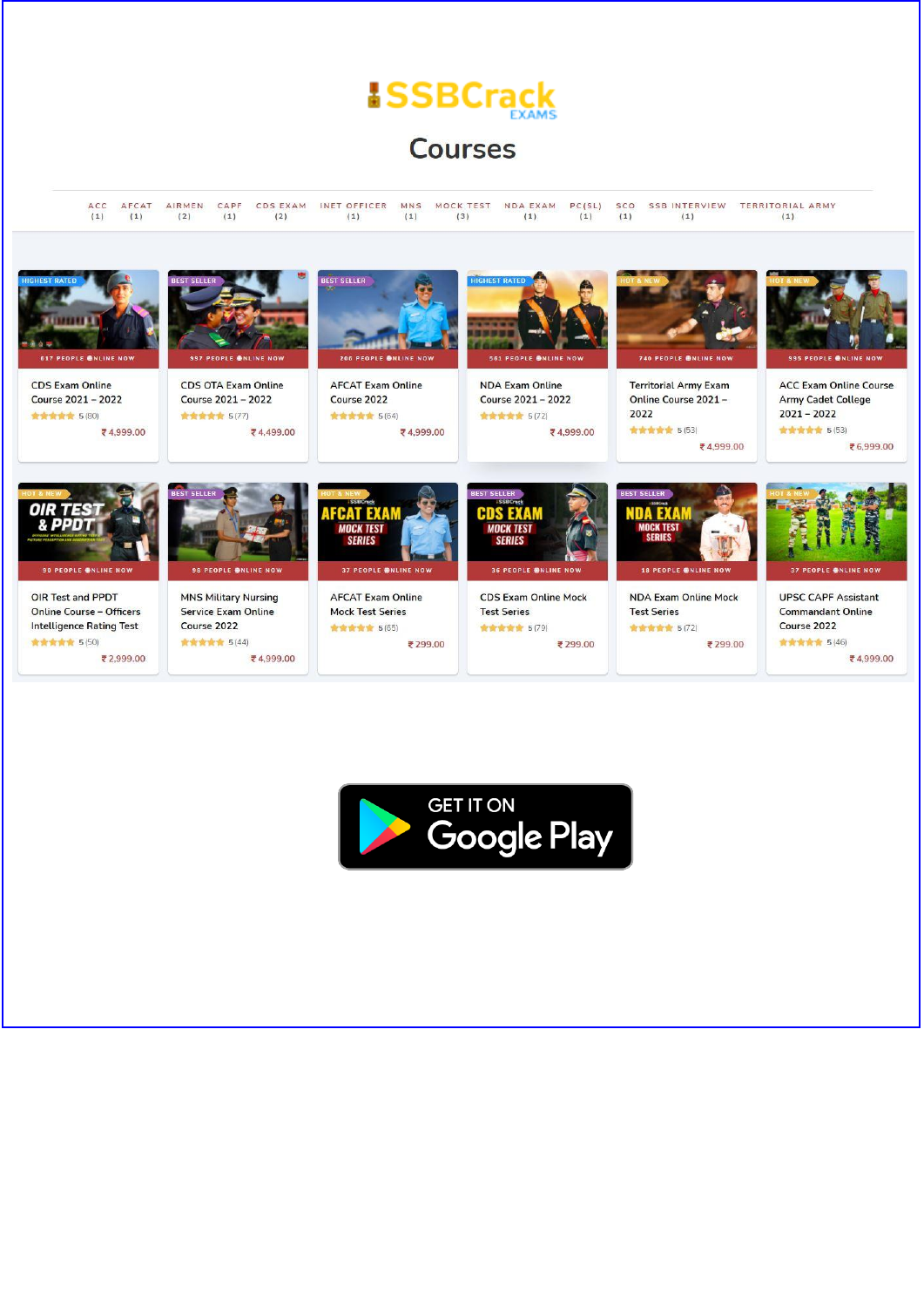# SSBCrack EXAMS

## Courses

ACC (1) | AFCAT (1) | AIRMEN (2) | CAPF (1) | CDS EXAM (2) | INET OFFICER (1) | MNS (1) | MOCK TEST (3) | NDA EXAM (1) | PC(SL) (1) | SCO (1) | SSB INTERVIEW (1) | TERRITORIAL ARMY (1)

- HIGHEST RATED — 617 PEOPLE ONLINE NOW — CDS Exam Online Course 2021 – 2022 — 5 (80) — ₹ 4,999.00
- BEST SELLER — 997 PEOPLE ONLINE NOW — CDS OTA Exam Online Course 2021 – 2022 — 5 (77) — ₹ 4,499.00
- BEST SELLER — 200 PEOPLE ONLINE NOW — AFCAT Exam Online Course 2022 — 5 (64) — ₹ 4,999.00
- HIGHEST RATED — 561 PEOPLE ONLINE NOW — NDA Exam Online Course 2021 – 2022 — 5 (72) — ₹ 4,999.00
- HOT & NEW — 740 PEOPLE ONLINE NOW — Territorial Army Exam Online Course 2021 – 2022 — 5 (53) — ₹ 4,999.00
- HOT & NEW — 995 PEOPLE ONLINE NOW — ACC Exam Online Course Army Cadet College 2021 – 2022 — 5 (53) — ₹ 6,999.00
- HOT & NEW — 90 PEOPLE ONLINE NOW — OIR Test and PPDT Online Course – Officers Intelligence Rating Test — 5 (50) — ₹ 2,999.00
- BEST SELLER — 98 PEOPLE ONLINE NOW — MNS Military Nursing Service Exam Online Course 2022 — 5 (44) — ₹ 4,999.00
- HOT & NEW — 37 PEOPLE ONLINE NOW — AFCAT Exam Online Mock Test Series — 5 (65) — ₹ 299.00
- BEST SELLER — 36 PEOPLE ONLINE NOW — CDS Exam Online Mock Test Series — 5 (79) — ₹ 299.00
- BEST SELLER — 18 PEOPLE ONLINE NOW — NDA Exam Online Mock Test Series — 5 (72) — ₹ 299.00
- HOT & NEW — 37 PEOPLE ONLINE NOW — UPSC CAPF Assistant Commandant Online Course 2022 — 5 (46) — ₹ 4,999.00

GET IT ON Google Play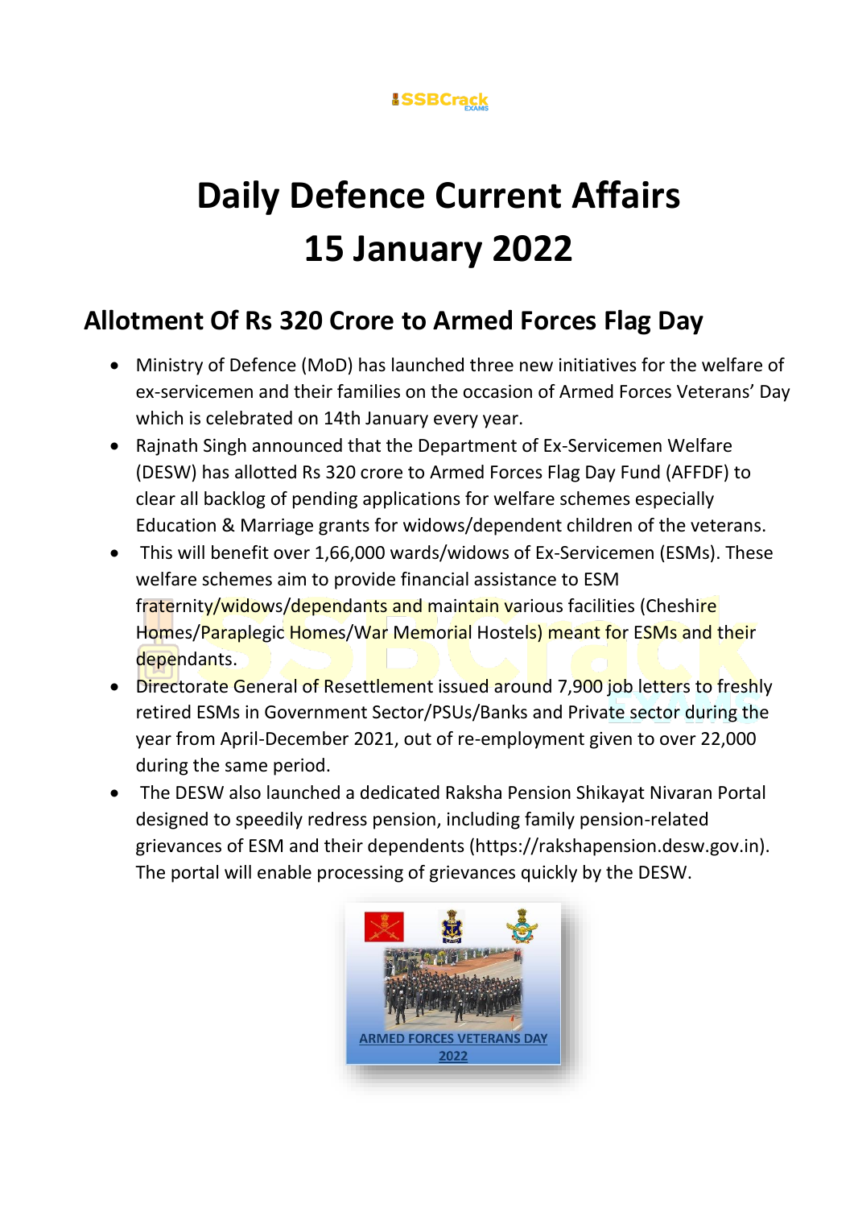# Daily Defence Current Affairs 15 January 2022

## Allotment Of Rs 320 Crore to Armed Forces Flag Day

- Ministry of Defence (MoD) has launched three new initiatives for the welfare of ex-servicemen and their families on the occasion of Armed Forces Veterans' Day which is celebrated on 14th January every year.
- Rajnath Singh announced that the Department of Ex-Servicemen Welfare (DESW) has allotted Rs 320 crore to Armed Forces Flag Day Fund (AFFDF) to clear all backlog of pending applications for welfare schemes especially Education & Marriage grants for widows/dependent children of the veterans.
- This will benefit over 1,66,000 wards/widows of Ex-Servicemen (ESMs). These welfare schemes aim to provide financial assistance to ESM fraternity/widows/dependants and maintain various facilities (Cheshire Homes/Paraplegic Homes/War Memorial Hostels) meant for ESMs and their dependants.
- Directorate General of Resettlement issued around 7,900 job letters to freshly retired ESMs in Government Sector/PSUs/Banks and Private sector during the year from April-December 2021, out of re-employment given to over 22,000 during the same period.
- The DESW also launched a dedicated Raksha Pension Shikayat Nivaran Portal designed to speedily redress pension, including family pension-related grievances of ESM and their dependents (https://rakshapension.desw.gov.in). The portal will enable processing of grievances quickly by the DESW.

ARMED FORCES VETERANS DAY 2022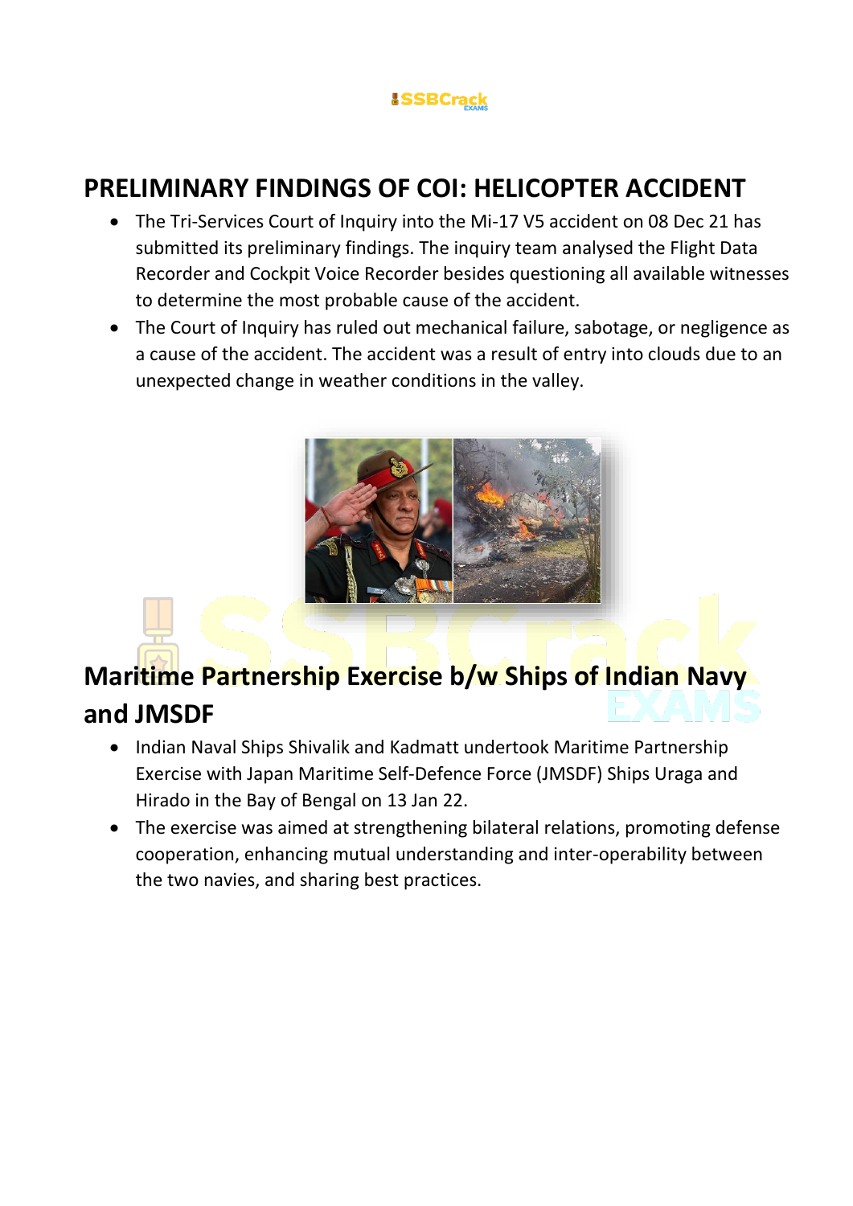## PRELIMINARY FINDINGS OF COI: HELICOPTER ACCIDENT

- The Tri-Services Court of Inquiry into the Mi-17 V5 accident on 08 Dec 21 has submitted its preliminary findings. The inquiry team analysed the Flight Data Recorder and Cockpit Voice Recorder besides questioning all available witnesses to determine the most probable cause of the accident.
- The Court of Inquiry has ruled out mechanical failure, sabotage, or negligence as a cause of the accident. The accident was a result of entry into clouds due to an unexpected change in weather conditions in the valley.

## Maritime Partnership Exercise b/w Ships of Indian Navy and JMSDF

- Indian Naval Ships Shivalik and Kadmatt undertook Maritime Partnership Exercise with Japan Maritime Self-Defence Force (JMSDF) Ships Uraga and Hirado in the Bay of Bengal on 13 Jan 22.
- The exercise was aimed at strengthening bilateral relations, promoting defense cooperation, enhancing mutual understanding and inter-operability between the two navies, and sharing best practices.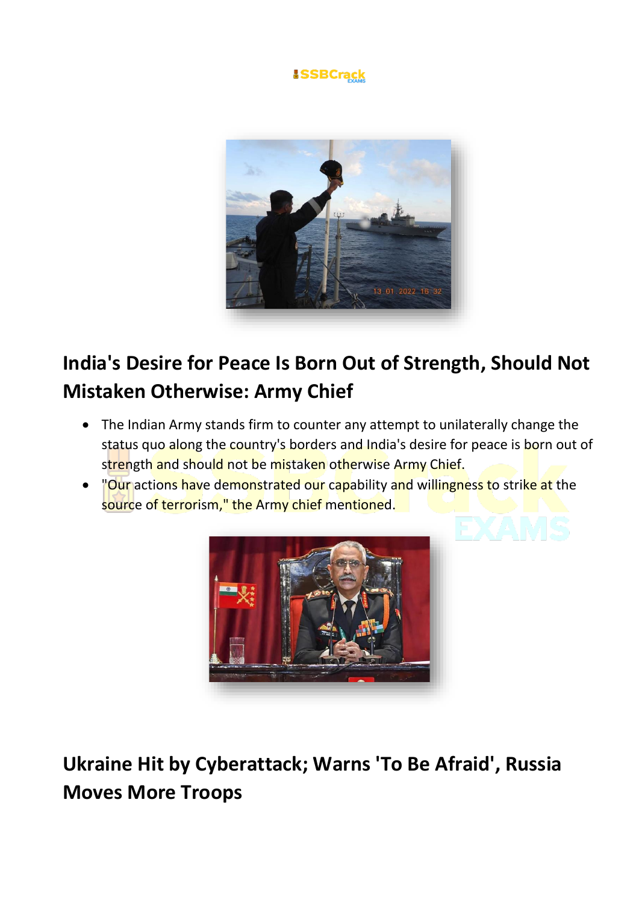## India's Desire for Peace Is Born Out of Strength, Should Not Mistaken Otherwise: Army Chief

- The Indian Army stands firm to counter any attempt to unilaterally change the status quo along the country's borders and India's desire for peace is born out of strength and should not be mistaken otherwise Army Chief.
- "Our actions have demonstrated our capability and willingness to strike at the source of terrorism," the Army chief mentioned.

## Ukraine Hit by Cyberattack; Warns 'To Be Afraid', Russia Moves More Troops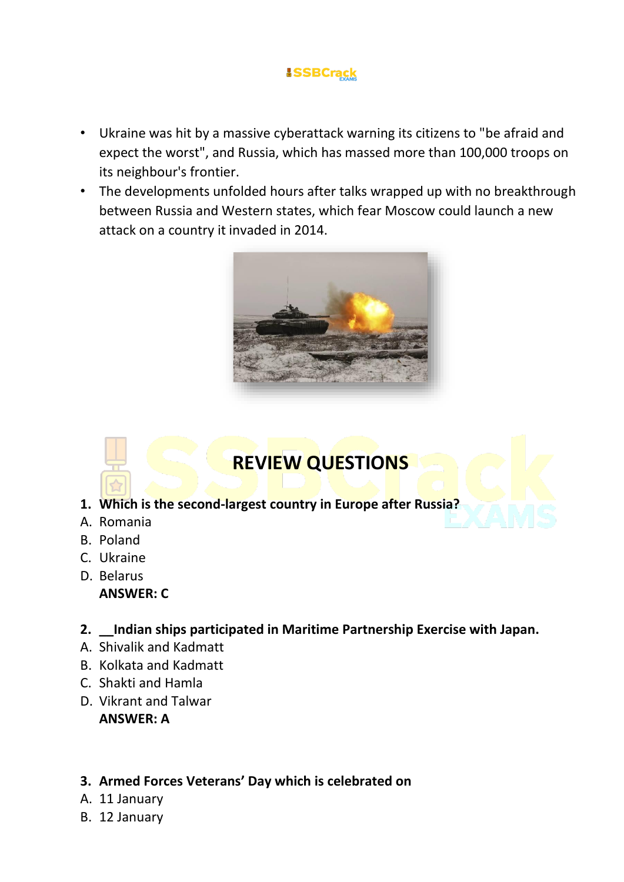- Ukraine was hit by a massive cyberattack warning its citizens to "be afraid and expect the worst", and Russia, which has massed more than 100,000 troops on its neighbour's frontier.
- The developments unfolded hours after talks wrapped up with no breakthrough between Russia and Western states, which fear Moscow could launch a new attack on a country it invaded in 2014.

## REVIEW QUESTIONS

**1. Which is the second-largest country in Europe after Russia?**

A. Romania
B. Poland
C. Ukraine
D. Belarus

**ANSWER: C**

**2. __Indian ships participated in Maritime Partnership Exercise with Japan.**

A. Shivalik and Kadmatt
B. Kolkata and Kadmatt
C. Shakti and Hamla
D. Vikrant and Talwar

**ANSWER: A**

**3. Armed Forces Veterans' Day which is celebrated on**

A. 11 January
B. 12 January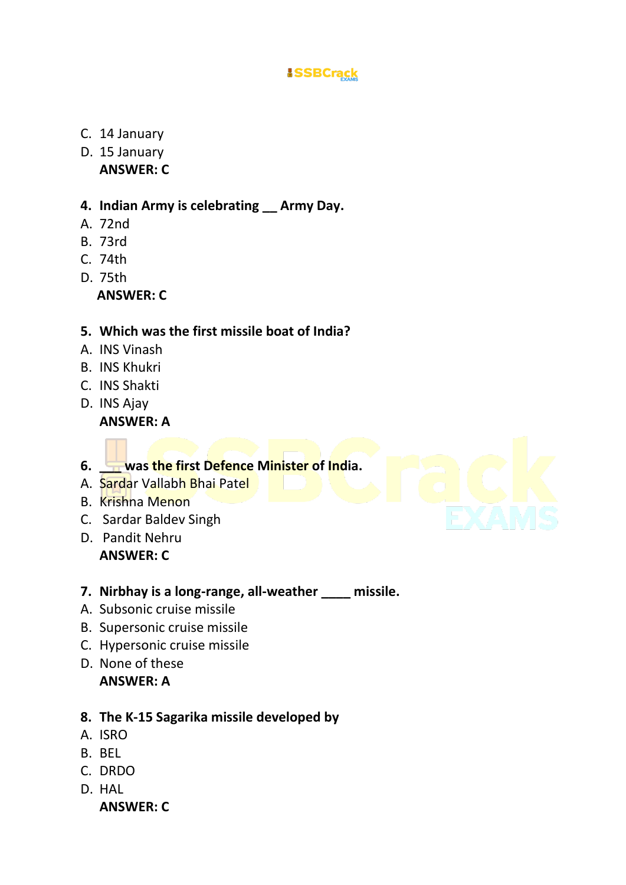C. 14 January
D. 15 January
**ANSWER: C**

**4. Indian Army is celebrating __ Army Day.**
A. 72nd
B. 73rd
C. 74th
D. 75th
**ANSWER: C**

**5. Which was the first missile boat of India?**
A. INS Vinash
B. INS Khukri
C. INS Shakti
D. INS Ajay
**ANSWER: A**

**6. ___ was the first Defence Minister of India.**
A. Sardar Vallabh Bhai Patel
B. Krishna Menon
C. Sardar Baldev Singh
D. Pandit Nehru
**ANSWER: C**

**7. Nirbhay is a long-range, all-weather ____ missile.**
A. Subsonic cruise missile
B. Supersonic cruise missile
C. Hypersonic cruise missile
D. None of these
**ANSWER: A**

**8. The K-15 Sagarika missile developed by**
A. ISRO
B. BEL
C. DRDO
D. HAL
**ANSWER: C**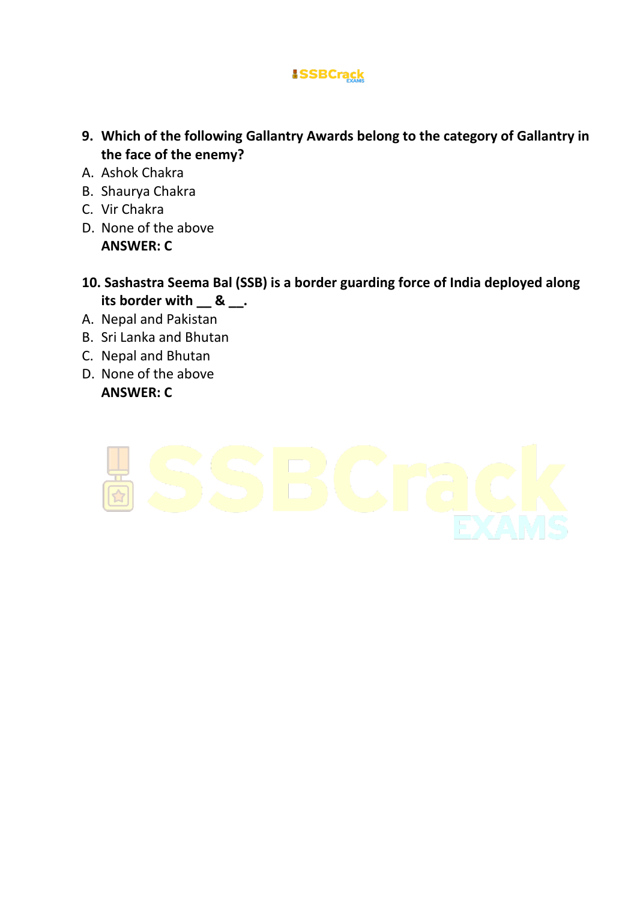**9. Which of the following Gallantry Awards belong to the category of Gallantry in the face of the enemy?**

A. Ashok Chakra
B. Shaurya Chakra
C. Vir Chakra
D. None of the above

**ANSWER: C**

**10. Sashastra Seema Bal (SSB) is a border guarding force of India deployed along its border with __ & __.**

A. Nepal and Pakistan
B. Sri Lanka and Bhutan
C. Nepal and Bhutan
D. None of the above

**ANSWER: C**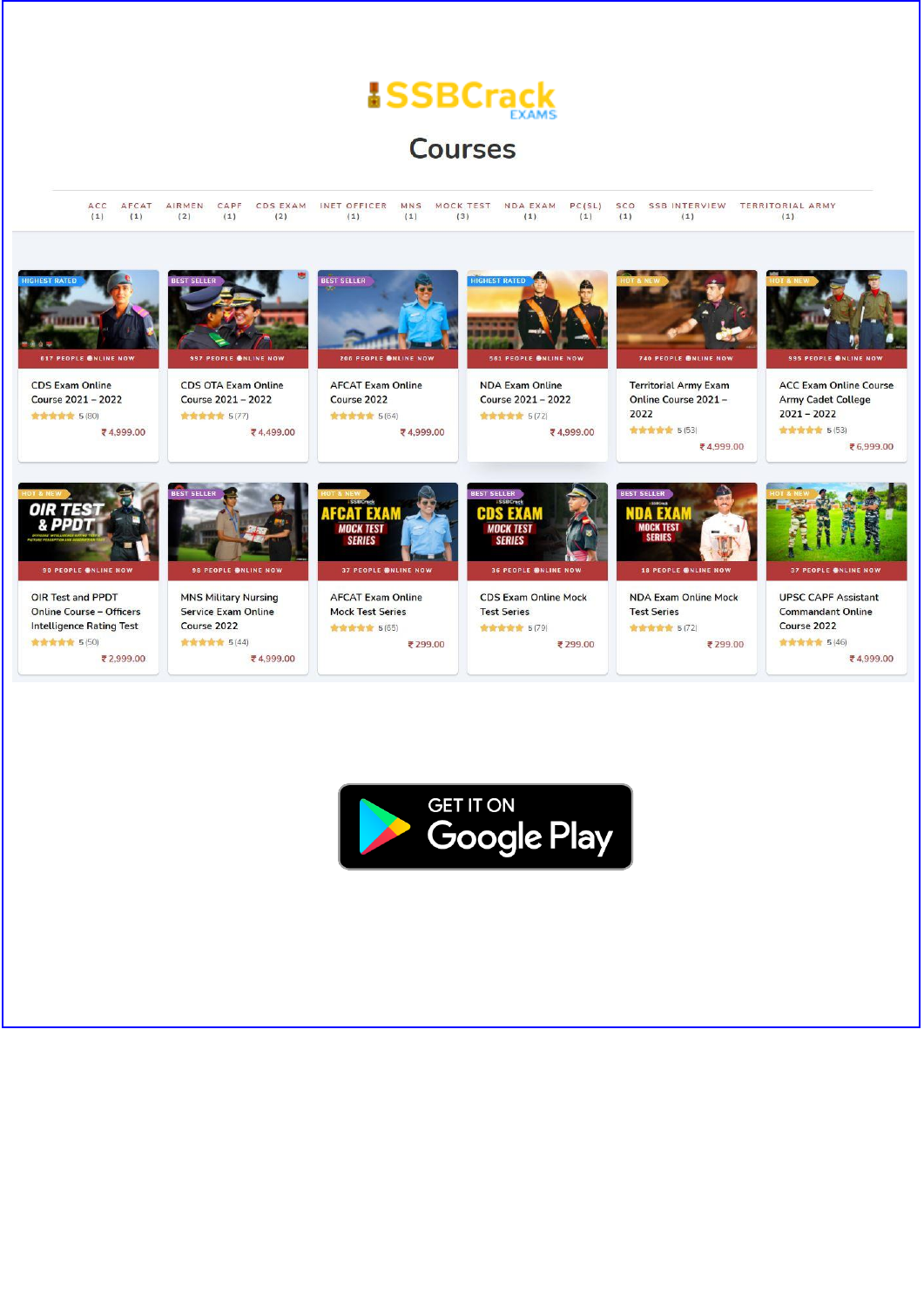# SSBCrack EXAMS

## Courses

ACC (1) | AFCAT (1) | AIRMEN (2) | CAPF (1) | CDS EXAM (2) | INET OFFICER (1) | MNS (1) | MOCK TEST (3) | NDA EXAM (1) | PC(SL) (1) | SCO (1) | SSB INTERVIEW (1) | TERRITORIAL ARMY (1)

HIGHEST RATED — 617 PEOPLE ONLINE NOW
CDS Exam Online Course 2021 – 2022
5 (80)
₹ 4,999.00

BEST SELLER — 997 PEOPLE ONLINE NOW
CDS OTA Exam Online Course 2021 – 2022
5 (77)
₹ 4,499.00

BEST SELLER — 200 PEOPLE ONLINE NOW
AFCAT Exam Online Course 2022
5 (64)
₹ 4,999.00

HIGHEST RATED — 561 PEOPLE ONLINE NOW
NDA Exam Online Course 2021 – 2022
5 (72)
₹ 4,999.00

HOT & NEW — 740 PEOPLE ONLINE NOW
Territorial Army Exam Online Course 2021 – 2022
5 (53)
₹ 4,999.00

HOT & NEW — 995 PEOPLE ONLINE NOW
ACC Exam Online Course Army Cadet College 2021 – 2022
5 (53)
₹ 6,999.00

HOT & NEW — 90 PEOPLE ONLINE NOW
OIR Test and PPDT Online Course – Officers Intelligence Rating Test
5 (50)
₹ 2,999.00

BEST SELLER — 98 PEOPLE ONLINE NOW
MNS Military Nursing Service Exam Online Course 2022
5 (44)
₹ 4,999.00

HOT & NEW — 37 PEOPLE ONLINE NOW
AFCAT Exam Online Mock Test Series
5 (65)
₹ 299.00

BEST SELLER — 36 PEOPLE ONLINE NOW
CDS Exam Online Mock Test Series
5 (79)
₹ 299.00

BEST SELLER — 18 PEOPLE ONLINE NOW
NDA Exam Online Mock Test Series
5 (72)
₹ 299.00

HOT & NEW — 37 PEOPLE ONLINE NOW
UPSC CAPF Assistant Commandant Online Course 2022
5 (46)
₹ 4,999.00

GET IT ON Google Play